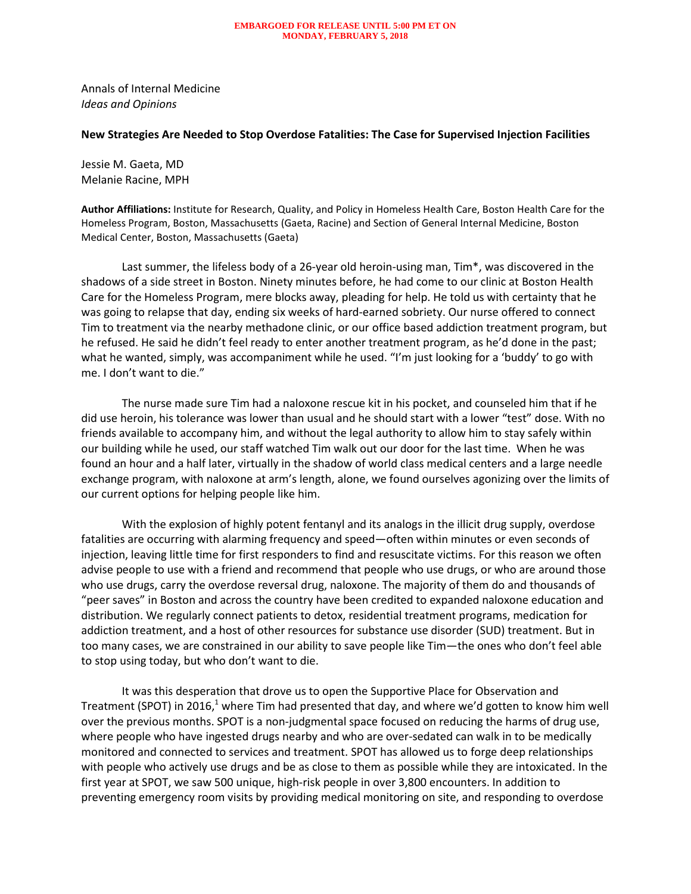EMBARGOED FOR RELEASE UNTIL 5:00 PM ET ON MONDAY, FEBRUARY 5, 2018

Annals of Internal Medicine
*Ideas and Opinions*

**New Strategies Are Needed to Stop Overdose Fatalities: The Case for Supervised Injection Facilities**

Jessie M. Gaeta, MD
Melanie Racine, MPH

**Author Affiliations:** Institute for Research, Quality, and Policy in Homeless Health Care, Boston Health Care for the Homeless Program, Boston, Massachusetts (Gaeta, Racine) and Section of General Internal Medicine, Boston Medical Center, Boston, Massachusetts (Gaeta)

Last summer, the lifeless body of a 26-year old heroin-using man, Tim*, was discovered in the shadows of a side street in Boston. Ninety minutes before, he had come to our clinic at Boston Health Care for the Homeless Program, mere blocks away, pleading for help. He told us with certainty that he was going to relapse that day, ending six weeks of hard-earned sobriety. Our nurse offered to connect Tim to treatment via the nearby methadone clinic, or our office based addiction treatment program, but he refused. He said he didn't feel ready to enter another treatment program, as he'd done in the past; what he wanted, simply, was accompaniment while he used. "I'm just looking for a 'buddy' to go with me. I don't want to die."

The nurse made sure Tim had a naloxone rescue kit in his pocket, and counseled him that if he did use heroin, his tolerance was lower than usual and he should start with a lower "test" dose. With no friends available to accompany him, and without the legal authority to allow him to stay safely within our building while he used, our staff watched Tim walk out our door for the last time. When he was found an hour and a half later, virtually in the shadow of world class medical centers and a large needle exchange program, with naloxone at arm's length, alone, we found ourselves agonizing over the limits of our current options for helping people like him.

With the explosion of highly potent fentanyl and its analogs in the illicit drug supply, overdose fatalities are occurring with alarming frequency and speed—often within minutes or even seconds of injection, leaving little time for first responders to find and resuscitate victims. For this reason we often advise people to use with a friend and recommend that people who use drugs, or who are around those who use drugs, carry the overdose reversal drug, naloxone. The majority of them do and thousands of "peer saves" in Boston and across the country have been credited to expanded naloxone education and distribution. We regularly connect patients to detox, residential treatment programs, medication for addiction treatment, and a host of other resources for substance use disorder (SUD) treatment. But in too many cases, we are constrained in our ability to save people like Tim—the ones who don't feel able to stop using today, but who don't want to die.

It was this desperation that drove us to open the Supportive Place for Observation and Treatment (SPOT) in 2016,[1] where Tim had presented that day, and where we'd gotten to know him well over the previous months. SPOT is a non-judgmental space focused on reducing the harms of drug use, where people who have ingested drugs nearby and who are over-sedated can walk in to be medically monitored and connected to services and treatment. SPOT has allowed us to forge deep relationships with people who actively use drugs and be as close to them as possible while they are intoxicated. In the first year at SPOT, we saw 500 unique, high-risk people in over 3,800 encounters. In addition to preventing emergency room visits by providing medical monitoring on site, and responding to overdose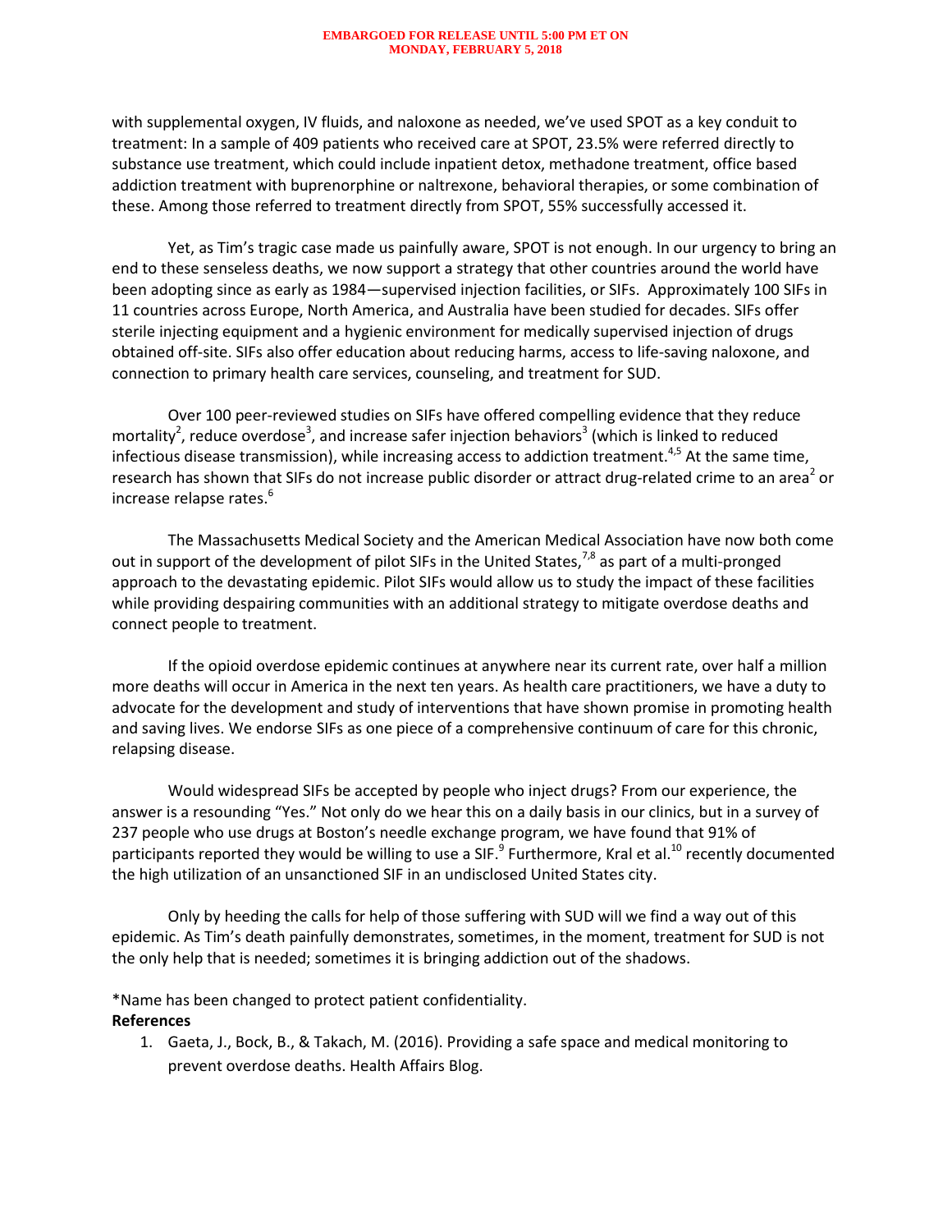with supplemental oxygen, IV fluids, and naloxone as needed, we've used SPOT as a key conduit to treatment: In a sample of 409 patients who received care at SPOT, 23.5% were referred directly to substance use treatment, which could include inpatient detox, methadone treatment, office based addiction treatment with buprenorphine or naltrexone, behavioral therapies, or some combination of these. Among those referred to treatment directly from SPOT, 55% successfully accessed it.

Yet, as Tim's tragic case made us painfully aware, SPOT is not enough. In our urgency to bring an end to these senseless deaths, we now support a strategy that other countries around the world have been adopting since as early as 1984—supervised injection facilities, or SIFs. Approximately 100 SIFs in 11 countries across Europe, North America, and Australia have been studied for decades. SIFs offer sterile injecting equipment and a hygienic environment for medically supervised injection of drugs obtained off-site. SIFs also offer education about reducing harms, access to life-saving naloxone, and connection to primary health care services, counseling, and treatment for SUD.

Over 100 peer-reviewed studies on SIFs have offered compelling evidence that they reduce mortality[2], reduce overdose[3], and increase safer injection behaviors[3] (which is linked to reduced infectious disease transmission), while increasing access to addiction treatment.[4,5] At the same time, research has shown that SIFs do not increase public disorder or attract drug-related crime to an area[2] or increase relapse rates.[6]

The Massachusetts Medical Society and the American Medical Association have now both come out in support of the development of pilot SIFs in the United States,[7,8] as part of a multi-pronged approach to the devastating epidemic. Pilot SIFs would allow us to study the impact of these facilities while providing despairing communities with an additional strategy to mitigate overdose deaths and connect people to treatment.

If the opioid overdose epidemic continues at anywhere near its current rate, over half a million more deaths will occur in America in the next ten years. As health care practitioners, we have a duty to advocate for the development and study of interventions that have shown promise in promoting health and saving lives. We endorse SIFs as one piece of a comprehensive continuum of care for this chronic, relapsing disease.

Would widespread SIFs be accepted by people who inject drugs? From our experience, the answer is a resounding "Yes." Not only do we hear this on a daily basis in our clinics, but in a survey of 237 people who use drugs at Boston's needle exchange program, we have found that 91% of participants reported they would be willing to use a SIF.[9] Furthermore, Kral et al.[10] recently documented the high utilization of an unsanctioned SIF in an undisclosed United States city.

Only by heeding the calls for help of those suffering with SUD will we find a way out of this epidemic. As Tim's death painfully demonstrates, sometimes, in the moment, treatment for SUD is not the only help that is needed; sometimes it is bringing addiction out of the shadows.

*Name has been changed to protect patient confidentiality.

**References**

1. Gaeta, J., Bock, B., & Takach, M. (2016). Providing a safe space and medical monitoring to prevent overdose deaths. Health Affairs Blog.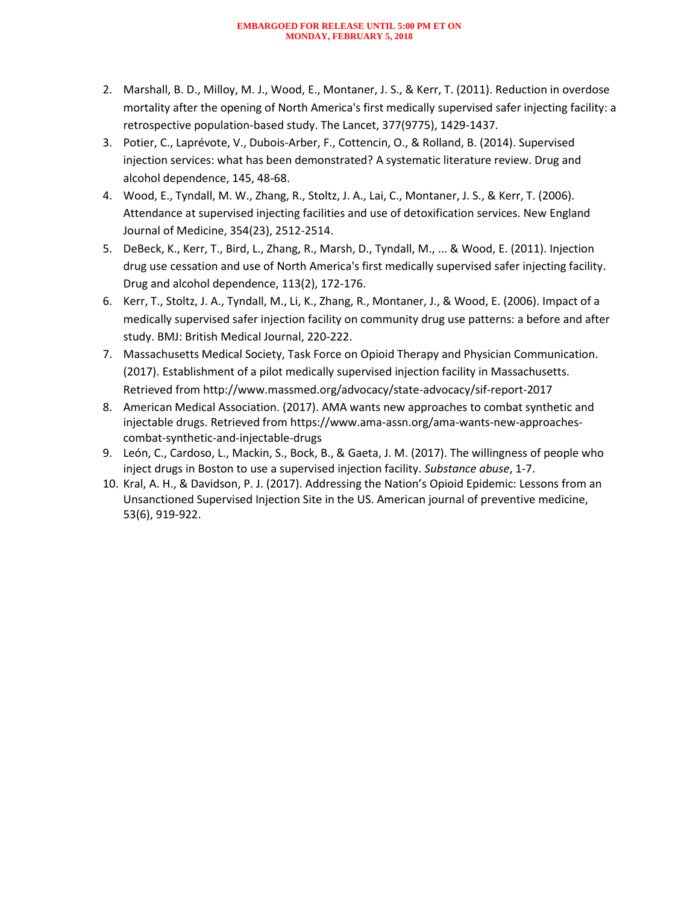**EMBARGOED FOR RELEASE UNTIL 5:00 PM ET ON MONDAY, FEBRUARY 5, 2018**

2. Marshall, B. D., Milloy, M. J., Wood, E., Montaner, J. S., & Kerr, T. (2011). Reduction in overdose mortality after the opening of North America's first medically supervised safer injecting facility: a retrospective population-based study. The Lancet, 377(9775), 1429-1437.
3. Potier, C., Laprévote, V., Dubois-Arber, F., Cottencin, O., & Rolland, B. (2014). Supervised injection services: what has been demonstrated? A systematic literature review. Drug and alcohol dependence, 145, 48-68.
4. Wood, E., Tyndall, M. W., Zhang, R., Stoltz, J. A., Lai, C., Montaner, J. S., & Kerr, T. (2006). Attendance at supervised injecting facilities and use of detoxification services. New England Journal of Medicine, 354(23), 2512-2514.
5. DeBeck, K., Kerr, T., Bird, L., Zhang, R., Marsh, D., Tyndall, M., ... & Wood, E. (2011). Injection drug use cessation and use of North America's first medically supervised safer injecting facility. Drug and alcohol dependence, 113(2), 172-176.
6. Kerr, T., Stoltz, J. A., Tyndall, M., Li, K., Zhang, R., Montaner, J., & Wood, E. (2006). Impact of a medically supervised safer injection facility on community drug use patterns: a before and after study. BMJ: British Medical Journal, 220-222.
7. Massachusetts Medical Society, Task Force on Opioid Therapy and Physician Communication. (2017). Establishment of a pilot medically supervised injection facility in Massachusetts. Retrieved from http://www.massmed.org/advocacy/state-advocacy/sif-report-2017
8. American Medical Association. (2017). AMA wants new approaches to combat synthetic and injectable drugs. Retrieved from https://www.ama-assn.org/ama-wants-new-approaches-combat-synthetic-and-injectable-drugs
9. León, C., Cardoso, L., Mackin, S., Bock, B., & Gaeta, J. M. (2017). The willingness of people who inject drugs in Boston to use a supervised injection facility. *Substance abuse*, 1-7.
10. Kral, A. H., & Davidson, P. J. (2017). Addressing the Nation's Opioid Epidemic: Lessons from an Unsanctioned Supervised Injection Site in the US. American journal of preventive medicine, 53(6), 919-922.